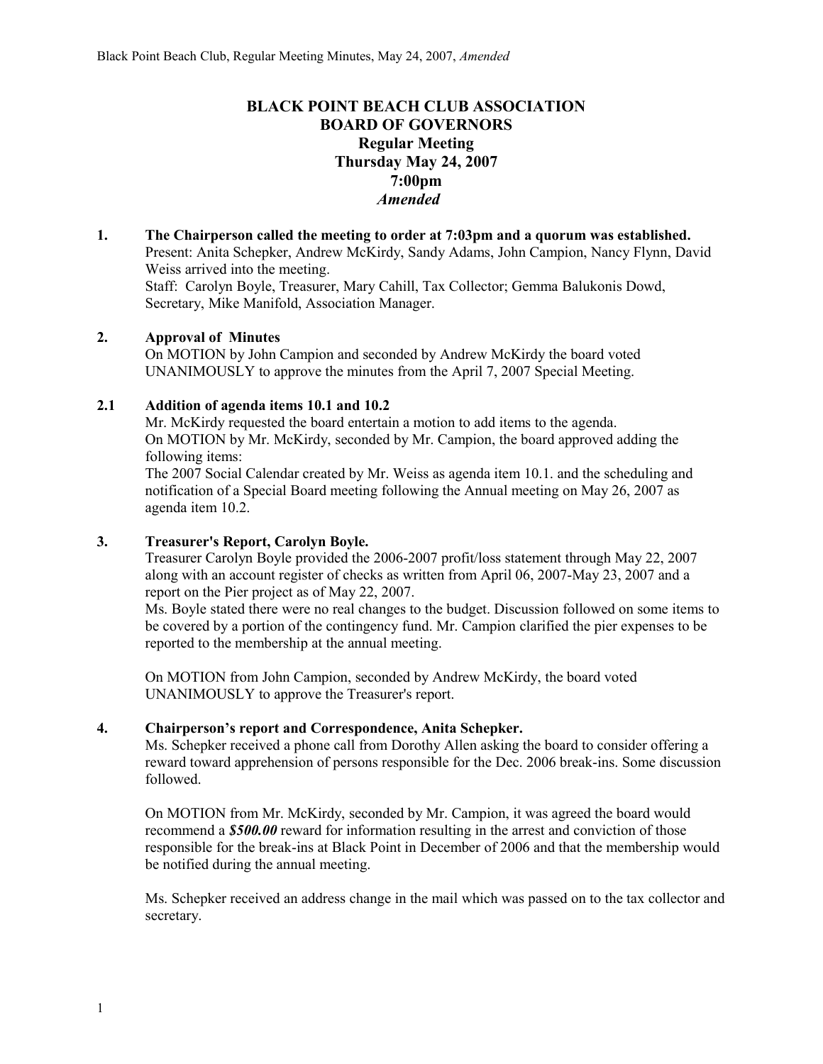# BLACK POINT BEACH CLUB ASSOCIATION
# BOARD OF GOVERNORS
## Regular Meeting
## Thursday May 24, 2007
## 7:00pm
## *Amended*

**1. The Chairperson called the meeting to order at 7:03pm and a quorum was established.**

Present: Anita Schepker, Andrew McKirdy, Sandy Adams, John Campion, Nancy Flynn, David Weiss arrived into the meeting.

Staff: Carolyn Boyle, Treasurer, Mary Cahill, Tax Collector; Gemma Balukonis Dowd, Secretary, Mike Manifold, Association Manager.

**2. Approval of Minutes**

On MOTION by John Campion and seconded by Andrew McKirdy the board voted UNANIMOUSLY to approve the minutes from the April 7, 2007 Special Meeting.

**2.1 Addition of agenda items 10.1 and 10.2**

Mr. McKirdy requested the board entertain a motion to add items to the agenda.

On MOTION by Mr. McKirdy, seconded by Mr. Campion, the board approved adding the following items:

The 2007 Social Calendar created by Mr. Weiss as agenda item 10.1. and the scheduling and notification of a Special Board meeting following the Annual meeting on May 26, 2007 as agenda item 10.2.

**3. Treasurer's Report, Carolyn Boyle.**

Treasurer Carolyn Boyle provided the 2006-2007 profit/loss statement through May 22, 2007 along with an account register of checks as written from April 06, 2007-May 23, 2007 and a report on the Pier project as of May 22, 2007.

Ms. Boyle stated there were no real changes to the budget. Discussion followed on some items to be covered by a portion of the contingency fund. Mr. Campion clarified the pier expenses to be reported to the membership at the annual meeting.

On MOTION from John Campion, seconded by Andrew McKirdy, the board voted UNANIMOUSLY to approve the Treasurer's report.

**4. Chairperson's report and Correspondence, Anita Schepker.**

Ms. Schepker received a phone call from Dorothy Allen asking the board to consider offering a reward toward apprehension of persons responsible for the Dec. 2006 break-ins. Some discussion followed.

On MOTION from Mr. McKirdy, seconded by Mr. Campion, it was agreed the board would recommend a ***$500.00*** reward for information resulting in the arrest and conviction of those responsible for the break-ins at Black Point in December of 2006 and that the membership would be notified during the annual meeting.

Ms. Schepker received an address change in the mail which was passed on to the tax collector and secretary.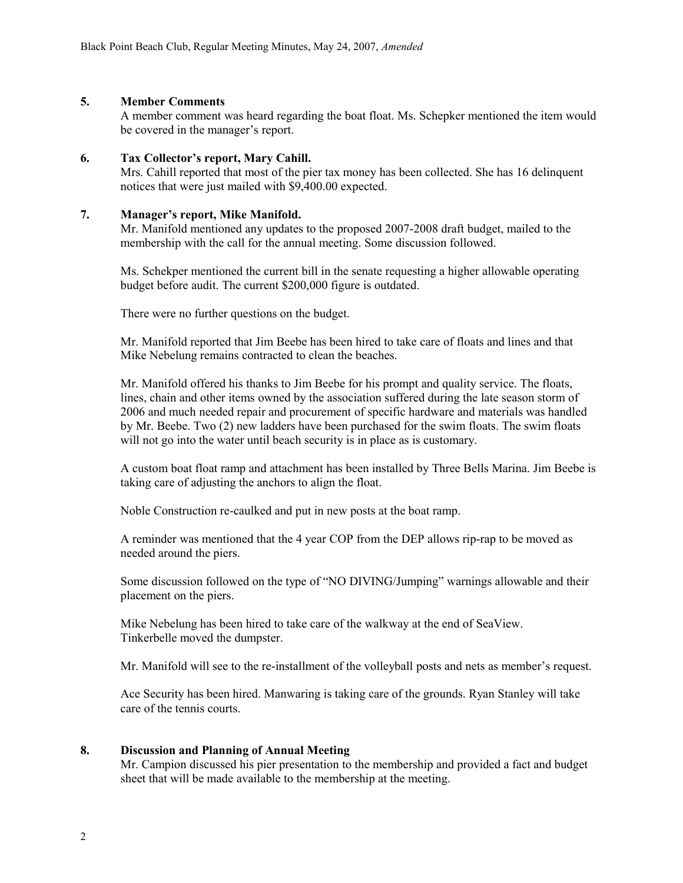## 5. Member Comments

A member comment was heard regarding the boat float. Ms. Schepker mentioned the item would be covered in the manager's report.

## 6. Tax Collector's report, Mary Cahill.

Mrs. Cahill reported that most of the pier tax money has been collected. She has 16 delinquent notices that were just mailed with $9,400.00 expected.

## 7. Manager's report, Mike Manifold.

Mr. Manifold mentioned any updates to the proposed 2007-2008 draft budget, mailed to the membership with the call for the annual meeting. Some discussion followed.

Ms. Schekper mentioned the current bill in the senate requesting a higher allowable operating budget before audit. The current $200,000 figure is outdated.

There were no further questions on the budget.

Mr. Manifold reported that Jim Beebe has been hired to take care of floats and lines and that Mike Nebelung remains contracted to clean the beaches.

Mr. Manifold offered his thanks to Jim Beebe for his prompt and quality service. The floats, lines, chain and other items owned by the association suffered during the late season storm of 2006 and much needed repair and procurement of specific hardware and materials was handled by Mr. Beebe. Two (2) new ladders have been purchased for the swim floats. The swim floats will not go into the water until beach security is in place as is customary.

A custom boat float ramp and attachment has been installed by Three Bells Marina. Jim Beebe is taking care of adjusting the anchors to align the float.

Noble Construction re-caulked and put in new posts at the boat ramp.

A reminder was mentioned that the 4 year COP from the DEP allows rip-rap to be moved as needed around the piers.

Some discussion followed on the type of "NO DIVING/Jumping" warnings allowable and their placement on the piers.

Mike Nebelung has been hired to take care of the walkway at the end of SeaView.
Tinkerbelle moved the dumpster.

Mr. Manifold will see to the re-installment of the volleyball posts and nets as member's request.

Ace Security has been hired. Manwaring is taking care of the grounds. Ryan Stanley will take care of the tennis courts.

## 8. Discussion and Planning of Annual Meeting

Mr. Campion discussed his pier presentation to the membership and provided a fact and budget sheet that will be made available to the membership at the meeting.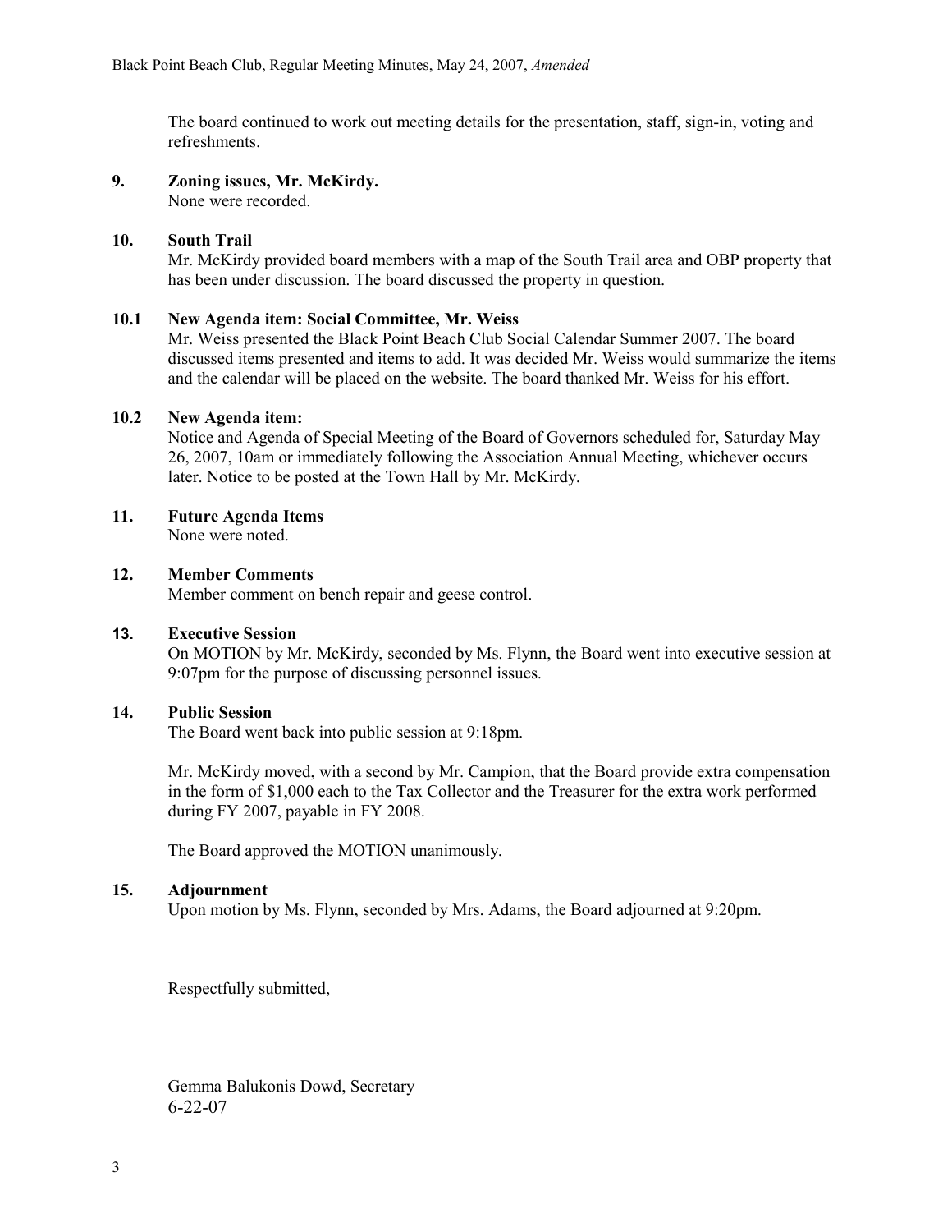The board continued to work out meeting details for the presentation, staff, sign-in, voting and refreshments.

**9. Zoning issues, Mr. McKirdy.**

None were recorded.

**10. South Trail**

Mr. McKirdy provided board members with a map of the South Trail area and OBP property that has been under discussion. The board discussed the property in question.

**10.1 New Agenda item: Social Committee, Mr. Weiss**

Mr. Weiss presented the Black Point Beach Club Social Calendar Summer 2007. The board discussed items presented and items to add. It was decided Mr. Weiss would summarize the items and the calendar will be placed on the website. The board thanked Mr. Weiss for his effort.

**10.2 New Agenda item:**

Notice and Agenda of Special Meeting of the Board of Governors scheduled for, Saturday May 26, 2007, 10am or immediately following the Association Annual Meeting, whichever occurs later. Notice to be posted at the Town Hall by Mr. McKirdy.

**11. Future Agenda Items**

None were noted.

**12. Member Comments**

Member comment on bench repair and geese control.

**13. Executive Session**

On MOTION by Mr. McKirdy, seconded by Ms. Flynn, the Board went into executive session at 9:07pm for the purpose of discussing personnel issues.

**14. Public Session**

The Board went back into public session at 9:18pm.

Mr. McKirdy moved, with a second by Mr. Campion, that the Board provide extra compensation in the form of $1,000 each to the Tax Collector and the Treasurer for the extra work performed during FY 2007, payable in FY 2008.

The Board approved the MOTION unanimously.

**15. Adjournment**

Upon motion by Ms. Flynn, seconded by Mrs. Adams, the Board adjourned at 9:20pm.

Respectfully submitted,

Gemma Balukonis Dowd, Secretary
6-22-07